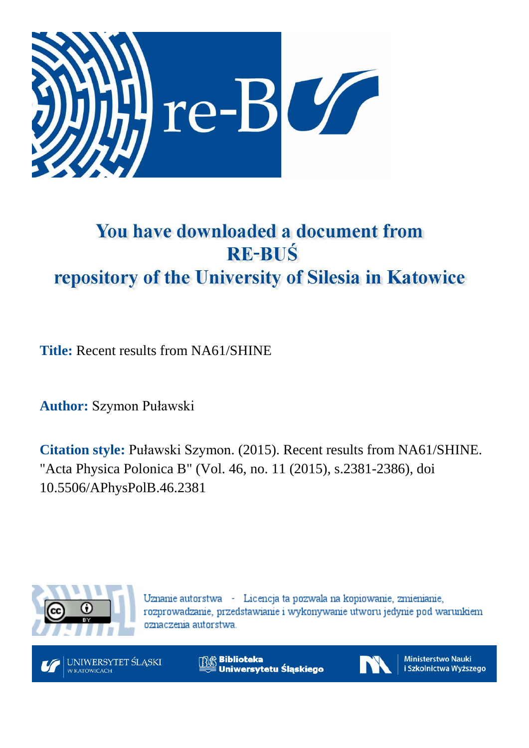# You have downloaded a document from RE-BUŚ repository of the University of Silesia in Katowice

**Title:** Recent results from NA61/SHINE

**Author:** Szymon Puławski

**Citation style:** Puławski Szymon. (2015). Recent results from NA61/SHINE. "Acta Physica Polonica B" (Vol. 46, no. 11 (2015), s.2381-2386), doi 10.5506/APhysPolB.46.2381

Uznanie autorstwa - Licencja ta pozwala na kopiowanie, zmienianie, rozprowadzanie, przedstawianie i wykonywanie utworu jedynie pod warunkiem oznaczenia autorstwa.

UNIWERSYTET ŚLĄSKI W KATOWICACH

Biblioteka Uniwersytetu Śląskiego

Ministerstwo Nauki i Szkolnictwa Wyższego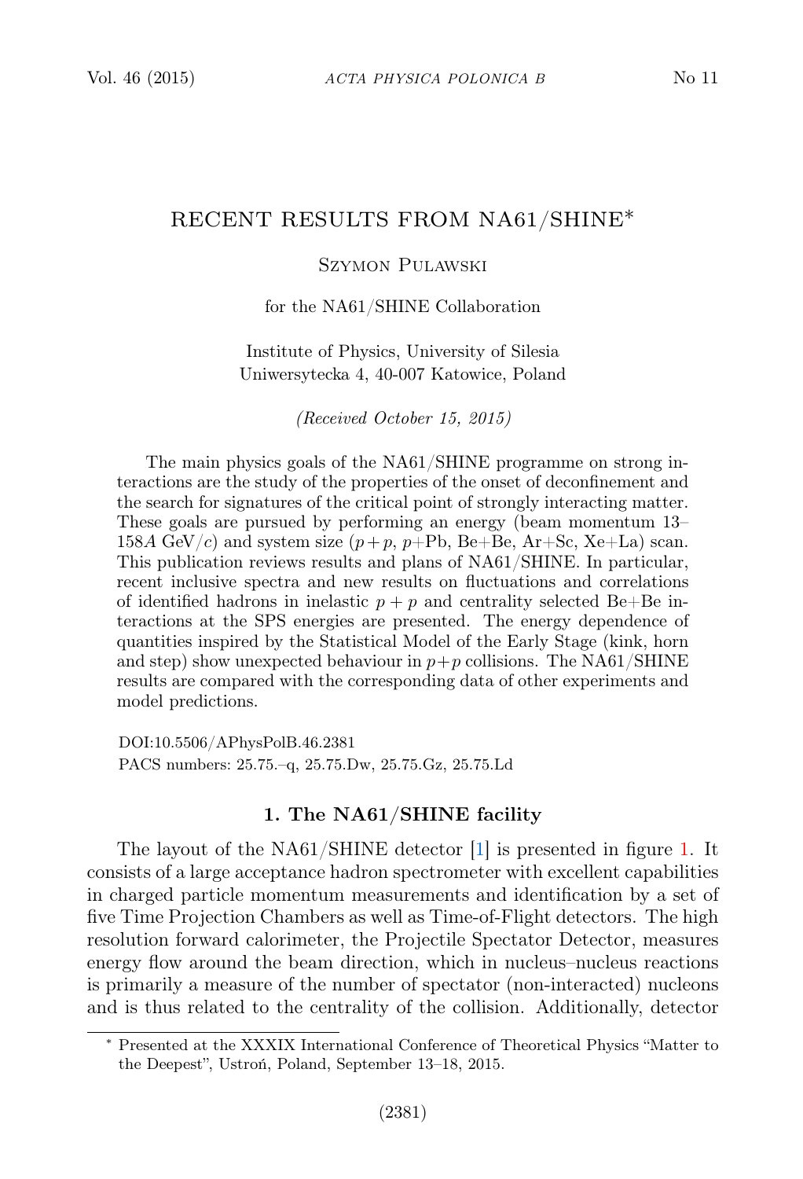# RECENT RESULTS FROM NA61/SHINE*

Szymon Pulawski

for the NA61/SHINE Collaboration

Institute of Physics, University of Silesia
Uniwersytecka 4, 40-007 Katowice, Poland

*(Received October 15, 2015)*

The main physics goals of the NA61/SHINE programme on strong interactions are the study of the properties of the onset of deconfinement and the search for signatures of the critical point of strongly interacting matter. These goals are pursued by performing an energy (beam momentum 13–158$A$ GeV/$c$) and system size ($p+p$, $p$+Pb, Be+Be, Ar+Sc, Xe+La) scan. This publication reviews results and plans of NA61/SHINE. In particular, recent inclusive spectra and new results on fluctuations and correlations of identified hadrons in inelastic $p+p$ and centrality selected Be+Be interactions at the SPS energies are presented. The energy dependence of quantities inspired by the Statistical Model of the Early Stage (kink, horn and step) show unexpected behaviour in $p+p$ collisions. The NA61/SHINE results are compared with the corresponding data of other experiments and model predictions.

DOI:10.5506/APhysPolB.46.2381
PACS numbers: 25.75.–q, 25.75.Dw, 25.75.Gz, 25.75.Ld

## 1. The NA61/SHINE facility

The layout of the NA61/SHINE detector [1] is presented in figure 1. It consists of a large acceptance hadron spectrometer with excellent capabilities in charged particle momentum measurements and identification by a set of five Time Projection Chambers as well as Time-of-Flight detectors. The high resolution forward calorimeter, the Projectile Spectator Detector, measures energy flow around the beam direction, which in nucleus–nucleus reactions is primarily a measure of the number of spectator (non-interacted) nucleons and is thus related to the centrality of the collision. Additionally, detector

* Presented at the XXXIX International Conference of Theoretical Physics "Matter to the Deepest", Ustroń, Poland, September 13–18, 2015.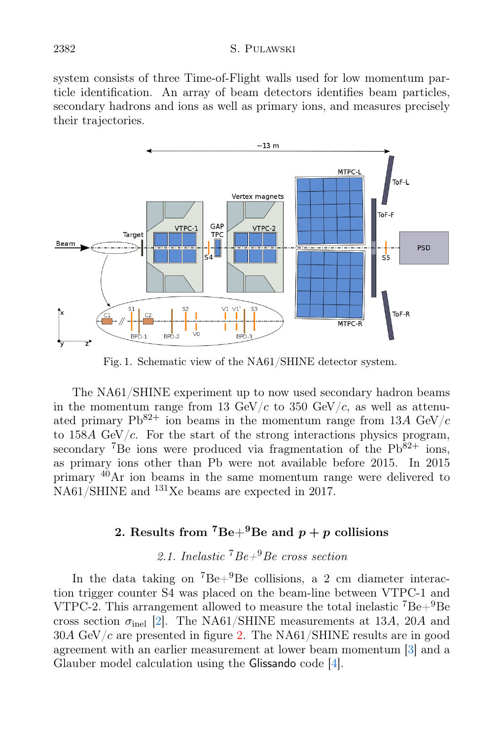system consists of three Time-of-Flight walls used for low momentum particle identification. An array of beam detectors identifies beam particles, secondary hadrons and ions as well as primary ions, and measures precisely their trajectories.

Fig. 1. Schematic view of the NA61/SHINE detector system.

The NA61/SHINE experiment up to now used secondary hadron beams in the momentum range from 13 GeV/$c$ to 350 GeV/$c$, as well as attenuated primary $Pb^{82+}$ ion beams in the momentum range from 13$A$ GeV/$c$ to 158$A$ GeV/$c$. For the start of the strong interactions physics program, secondary $^7$Be ions were produced via fragmentation of the $Pb^{82+}$ ions, as primary ions other than Pb were not available before 2015. In 2015 primary $^{40}$Ar ion beams in the same momentum range were delivered to NA61/SHINE and $^{131}$Xe beams are expected in 2017.

## 2. Results from $^7$Be+$^9$Be and $p+p$ collisions

### 2.1. Inelastic $^7$Be+$^9$Be cross section

In the data taking on $^7$Be+$^9$Be collisions, a 2 cm diameter interaction trigger counter S4 was placed on the beam-line between VTPC-1 and VTPC-2. This arrangement allowed to measure the total inelastic $^7$Be+$^9$Be cross section $\sigma_{\text{inel}}$ [2]. The NA61/SHINE measurements at 13$A$, 20$A$ and 30$A$ GeV/$c$ are presented in figure 2. The NA61/SHINE results are in good agreement with an earlier measurement at lower beam momentum [3] and a Glauber model calculation using the Glissando code [4].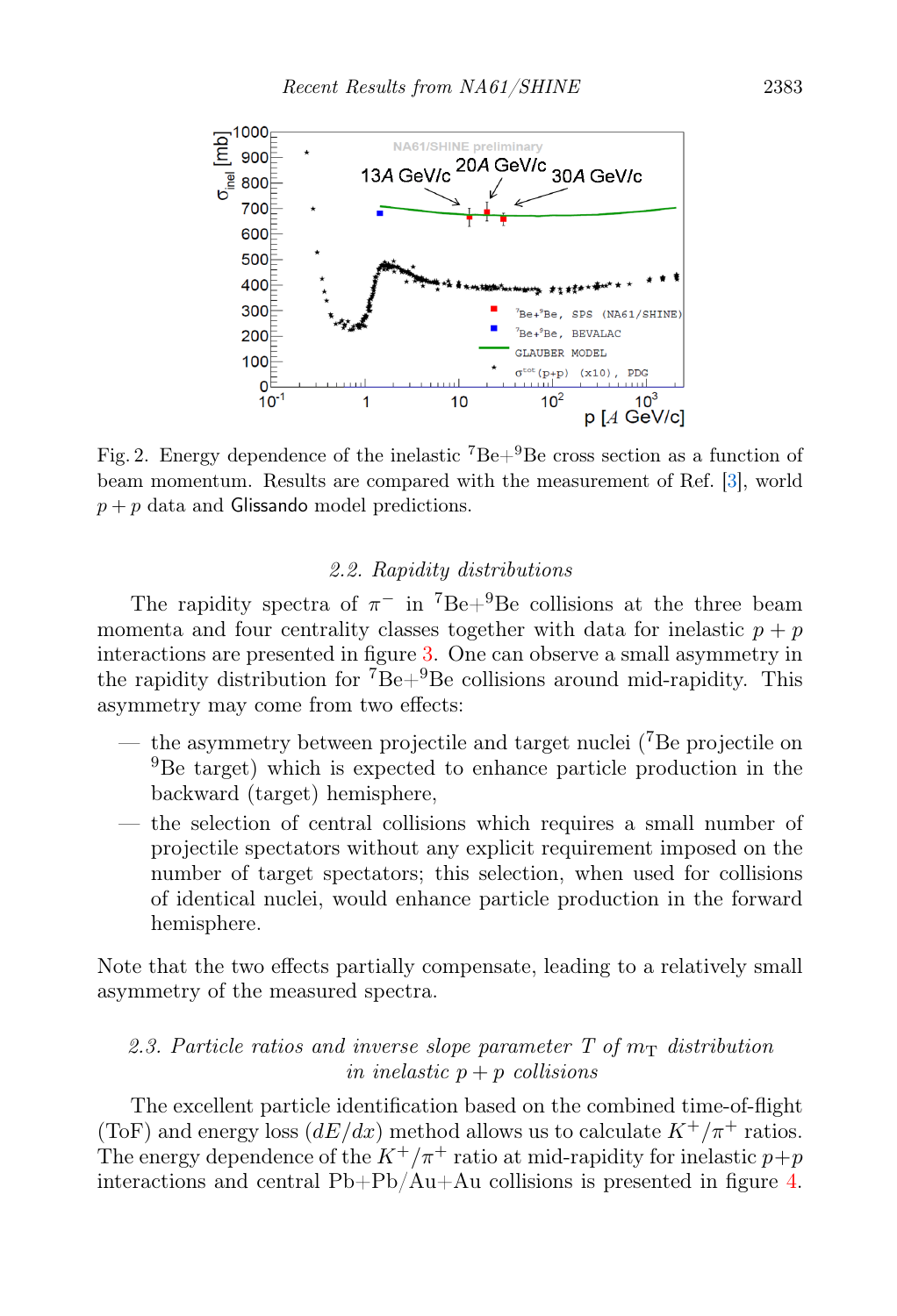Fig. 2. Energy dependence of the inelastic $^{7}$Be+$^{9}$Be cross section as a function of beam momentum. Results are compared with the measurement of Ref. [3], world $p+p$ data and Glissando model predictions.

### 2.2. Rapidity distributions

The rapidity spectra of $\pi^-$ in $^{7}$Be+$^{9}$Be collisions at the three beam momenta and four centrality classes together with data for inelastic $p+p$ interactions are presented in figure 3. One can observe a small asymmetry in the rapidity distribution for $^{7}$Be+$^{9}$Be collisions around mid-rapidity. This asymmetry may come from two effects:

- the asymmetry between projectile and target nuclei ($^{7}$Be projectile on $^{9}$Be target) which is expected to enhance particle production in the backward (target) hemisphere,
- the selection of central collisions which requires a small number of projectile spectators without any explicit requirement imposed on the number of target spectators; this selection, when used for collisions of identical nuclei, would enhance particle production in the forward hemisphere.

Note that the two effects partially compensate, leading to a relatively small asymmetry of the measured spectra.

### 2.3. Particle ratios and inverse slope parameter $T$ of $m_{\mathrm{T}}$ distribution in inelastic $p+p$ collisions

The excellent particle identification based on the combined time-of-flight (ToF) and energy loss ($dE/dx$) method allows us to calculate $K^+/\pi^+$ ratios. The energy dependence of the $K^+/\pi^+$ ratio at mid-rapidity for inelastic $p+p$ interactions and central Pb+Pb/Au+Au collisions is presented in figure 4.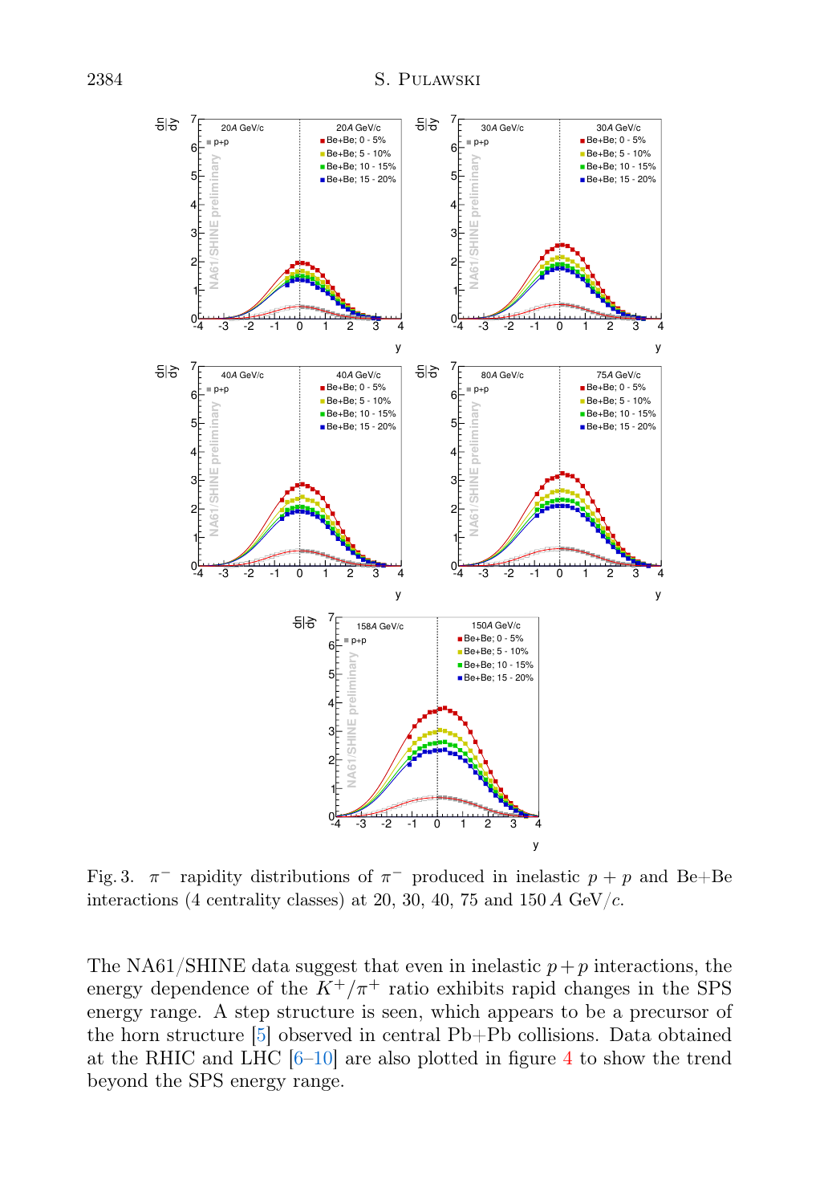Fig. 3. $\pi^-$ rapidity distributions of $\pi^-$ produced in inelastic $p+p$ and Be+Be interactions (4 centrality classes) at 20, 30, 40, 75 and 150 $A$ GeV/$c$.

The NA61/SHINE data suggest that even in inelastic $p+p$ interactions, the energy dependence of the $K^+/\pi^+$ ratio exhibits rapid changes in the SPS energy range. A step structure is seen, which appears to be a precursor of the horn structure [5] observed in central Pb+Pb collisions. Data obtained at the RHIC and LHC [6–10] are also plotted in figure 4 to show the trend beyond the SPS energy range.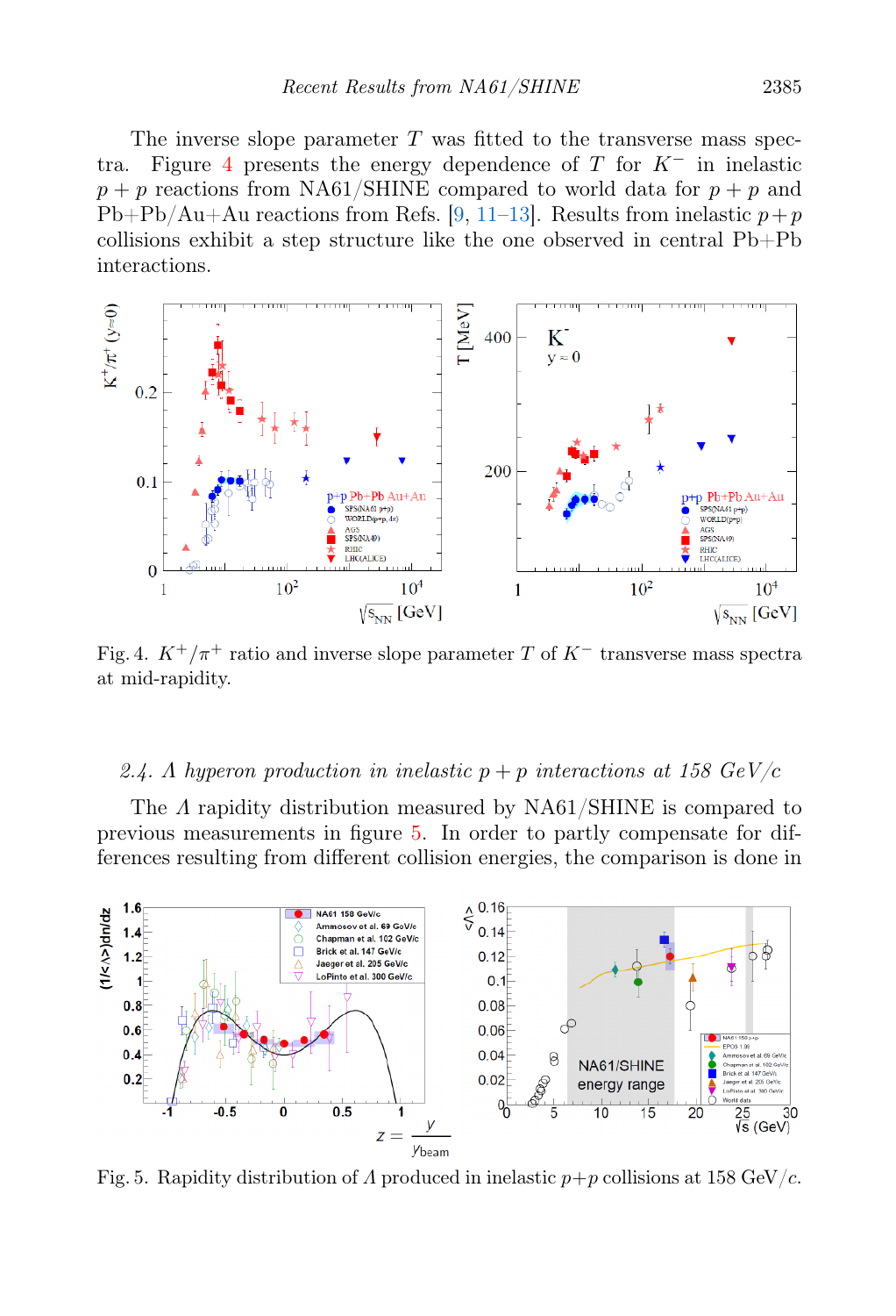The inverse slope parameter $T$ was fitted to the transverse mass spectra. Figure 4 presents the energy dependence of $T$ for $K^-$ in inelastic $p+p$ reactions from NA61/SHINE compared to world data for $p+p$ and Pb+Pb/Au+Au reactions from Refs. [9, 11–13]. Results from inelastic $p+p$ collisions exhibit a step structure like the one observed in central Pb+Pb interactions.

Fig. 4. $K^+/\pi^+$ ratio and inverse slope parameter $T$ of $K^-$ transverse mass spectra at mid-rapidity.

### 2.4. $\Lambda$ hyperon production in inelastic $p+p$ interactions at 158 GeV/$c$

The $\Lambda$ rapidity distribution measured by NA61/SHINE is compared to previous measurements in figure 5. In order to partly compensate for differences resulting from different collision energies, the comparison is done in

Fig. 5. Rapidity distribution of $\Lambda$ produced in inelastic $p+p$ collisions at 158 GeV/$c$.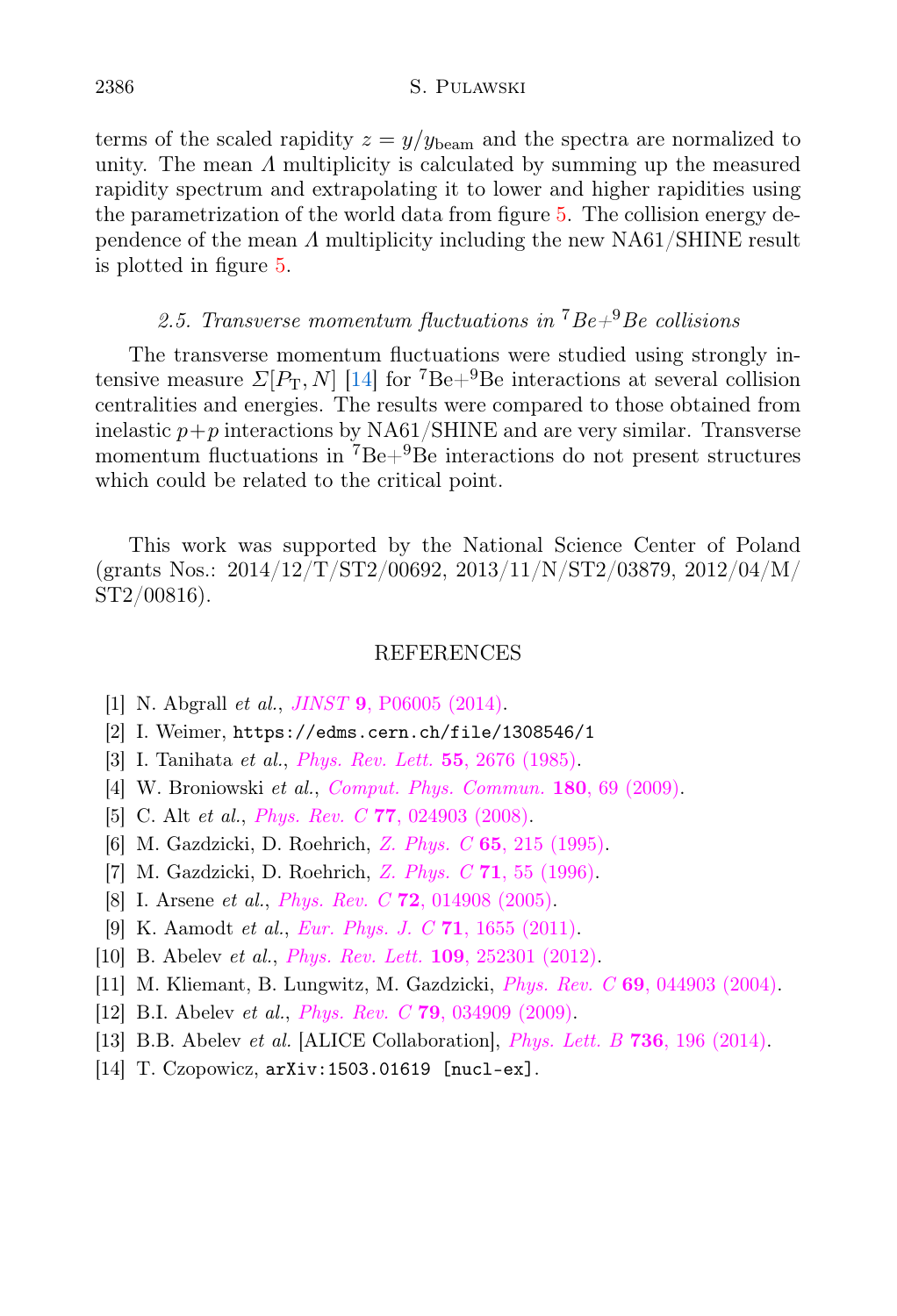terms of the scaled rapidity $z = y/y_{\rm beam}$ and the spectra are normalized to unity. The mean $\Lambda$ multiplicity is calculated by summing up the measured rapidity spectrum and extrapolating it to lower and higher rapidities using the parametrization of the world data from figure 5. The collision energy dependence of the mean $\Lambda$ multiplicity including the new NA61/SHINE result is plotted in figure 5.

### 2.5. Transverse momentum fluctuations in $^7$Be+$^9$Be collisions

The transverse momentum fluctuations were studied using strongly intensive measure $\Sigma[P_{\rm T}, N]$ [14] for $^7$Be+$^9$Be interactions at several collision centralities and energies. The results were compared to those obtained from inelastic $p$+$p$ interactions by NA61/SHINE and are very similar. Transverse momentum fluctuations in $^7$Be+$^9$Be interactions do not present structures which could be related to the critical point.

This work was supported by the National Science Center of Poland (grants Nos.: 2014/12/T/ST2/00692, 2013/11/N/ST2/03879, 2012/04/M/ST2/00816).

## REFERENCES

[1] N. Abgrall *et al.*, *JINST* **9**, P06005 (2014).

[2] I. Weimer, https://edms.cern.ch/file/1308546/1

[3] I. Tanihata *et al.*, *Phys. Rev. Lett.* **55**, 2676 (1985).

[4] W. Broniowski *et al.*, *Comput. Phys. Commun.* **180**, 69 (2009).

[5] C. Alt *et al.*, *Phys. Rev. C* **77**, 024903 (2008).

[6] M. Gazdzicki, D. Roehrich, *Z. Phys. C* **65**, 215 (1995).

[7] M. Gazdzicki, D. Roehrich, *Z. Phys. C* **71**, 55 (1996).

[8] I. Arsene *et al.*, *Phys. Rev. C* **72**, 014908 (2005).

[9] K. Aamodt *et al.*, *Eur. Phys. J. C* **71**, 1655 (2011).

[10] B. Abelev *et al.*, *Phys. Rev. Lett.* **109**, 252301 (2012).

[11] M. Kliemant, B. Lungwitz, M. Gazdzicki, *Phys. Rev. C* **69**, 044903 (2004).

[12] B.I. Abelev *et al.*, *Phys. Rev. C* **79**, 034909 (2009).

[13] B.B. Abelev *et al.* [ALICE Collaboration], *Phys. Lett. B* **736**, 196 (2014).

[14] T. Czopowicz, arXiv:1503.01619 [nucl-ex].